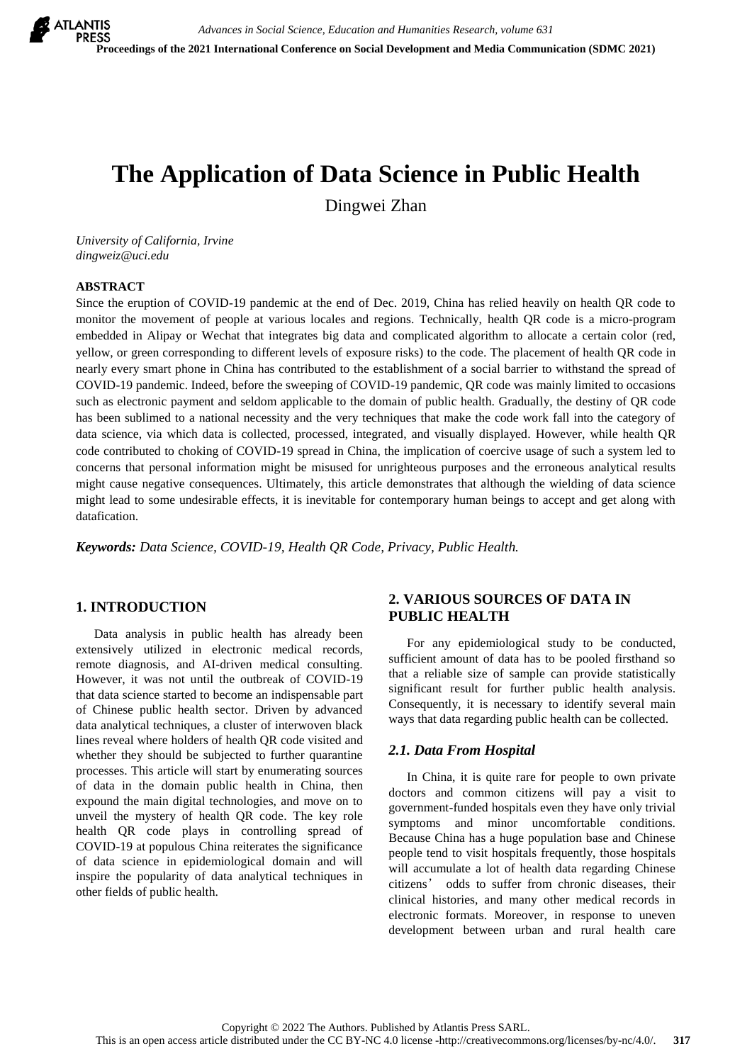# The Application of Data Science in Public Health

Dingwei Zhan

*University of California, Irvine*
*dingweiz@uci.edu*

**ABSTRACT**

Since the eruption of COVID-19 pandemic at the end of Dec. 2019, China has relied heavily on health QR code to monitor the movement of people at various locales and regions. Technically, health QR code is a micro-program embedded in Alipay or Wechat that integrates big data and complicated algorithm to allocate a certain color (red, yellow, or green corresponding to different levels of exposure risks) to the code. The placement of health QR code in nearly every smart phone in China has contributed to the establishment of a social barrier to withstand the spread of COVID-19 pandemic. Indeed, before the sweeping of COVID-19 pandemic, QR code was mainly limited to occasions such as electronic payment and seldom applicable to the domain of public health. Gradually, the destiny of QR code has been sublimed to a national necessity and the very techniques that make the code work fall into the category of data science, via which data is collected, processed, integrated, and visually displayed. However, while health QR code contributed to choking of COVID-19 spread in China, the implication of coercive usage of such a system led to concerns that personal information might be misused for unrighteous purposes and the erroneous analytical results might cause negative consequences. Ultimately, this article demonstrates that although the wielding of data science might lead to some undesirable effects, it is inevitable for contemporary human beings to accept and get along with datafication.

***Keywords:*** *Data Science, COVID-19, Health QR Code, Privacy, Public Health.*

## 1. INTRODUCTION

Data analysis in public health has already been extensively utilized in electronic medical records, remote diagnosis, and AI-driven medical consulting. However, it was not until the outbreak of COVID-19 that data science started to become an indispensable part of Chinese public health sector. Driven by advanced data analytical techniques, a cluster of interwoven black lines reveal where holders of health QR code visited and whether they should be subjected to further quarantine processes. This article will start by enumerating sources of data in the domain public health in China, then expound the main digital technologies, and move on to unveil the mystery of health QR code. The key role health QR code plays in controlling spread of COVID-19 at populous China reiterates the significance of data science in epidemiological domain and will inspire the popularity of data analytical techniques in other fields of public health.

## 2. VARIOUS SOURCES OF DATA IN PUBLIC HEALTH

For any epidemiological study to be conducted, sufficient amount of data has to be pooled firsthand so that a reliable size of sample can provide statistically significant result for further public health analysis. Consequently, it is necessary to identify several main ways that data regarding public health can be collected.

### *2.1. Data From Hospital*

In China, it is quite rare for people to own private doctors and common citizens will pay a visit to government-funded hospitals even they have only trivial symptoms and minor uncomfortable conditions. Because China has a huge population base and Chinese people tend to visit hospitals frequently, those hospitals will accumulate a lot of health data regarding Chinese citizens' odds to suffer from chronic diseases, their clinical histories, and many other medical records in electronic formats. Moreover, in response to uneven development between urban and rural health care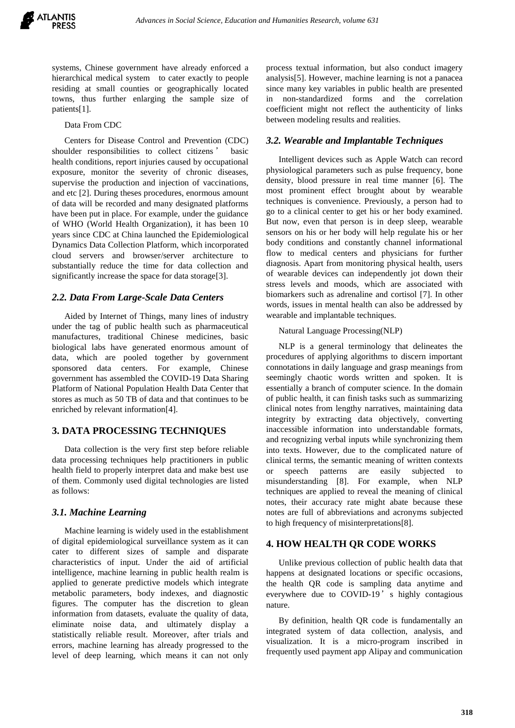systems, Chinese government have already enforced a hierarchical medical system to cater exactly to people residing at small counties or geographically located towns, thus further enlarging the sample size of patients[1].

Data From CDC

Centers for Disease Control and Prevention (CDC) shoulder responsibilities to collect citizens' basic health conditions, report injuries caused by occupational exposure, monitor the severity of chronic diseases, supervise the production and injection of vaccinations, and etc [2]. During theses procedures, enormous amount of data will be recorded and many designated platforms have been put in place. For example, under the guidance of WHO (World Health Organization), it has been 10 years since CDC at China launched the Epidemiological Dynamics Data Collection Platform, which incorporated cloud servers and browser/server architecture to substantially reduce the time for data collection and significantly increase the space for data storage[3].

### *2.2. Data From Large-Scale Data Centers*

Aided by Internet of Things, many lines of industry under the tag of public health such as pharmaceutical manufactures, traditional Chinese medicines, basic biological labs have generated enormous amount of data, which are pooled together by government sponsored data centers. For example, Chinese government has assembled the COVID-19 Data Sharing Platform of National Population Health Data Center that stores as much as 50 TB of data and that continues to be enriched by relevant information[4].

## 3. DATA PROCESSING TECHNIQUES

Data collection is the very first step before reliable data processing techniques help practitioners in public health field to properly interpret data and make best use of them. Commonly used digital technologies are listed as follows:

### *3.1. Machine Learning*

Machine learning is widely used in the establishment of digital epidemiological surveillance system as it can cater to different sizes of sample and disparate characteristics of input. Under the aid of artificial intelligence, machine learning in public health realm is applied to generate predictive models which integrate metabolic parameters, body indexes, and diagnostic figures. The computer has the discretion to glean information from datasets, evaluate the quality of data, eliminate noise data, and ultimately display a statistically reliable result. Moreover, after trials and errors, machine learning has already progressed to the level of deep learning, which means it can not only process textual information, but also conduct imagery analysis[5]. However, machine learning is not a panacea since many key variables in public health are presented in non-standardized forms and the correlation coefficient might not reflect the authenticity of links between modeling results and realities.

### *3.2. Wearable and Implantable Techniques*

Intelligent devices such as Apple Watch can record physiological parameters such as pulse frequency, bone density, blood pressure in real time manner [6]. The most prominent effect brought about by wearable techniques is convenience. Previously, a person had to go to a clinical center to get his or her body examined. But now, even that person is in deep sleep, wearable sensors on his or her body will help regulate his or her body conditions and constantly channel informational flow to medical centers and physicians for further diagnosis. Apart from monitoring physical health, users of wearable devices can independently jot down their stress levels and moods, which are associated with biomarkers such as adrenaline and cortisol [7]. In other words, issues in mental health can also be addressed by wearable and implantable techniques.

Natural Language Processing(NLP)

NLP is a general terminology that delineates the procedures of applying algorithms to discern important connotations in daily language and grasp meanings from seemingly chaotic words written and spoken. It is essentially a branch of computer science. In the domain of public health, it can finish tasks such as summarizing clinical notes from lengthy narratives, maintaining data integrity by extracting data objectively, converting inaccessible information into understandable formats, and recognizing verbal inputs while synchronizing them into texts. However, due to the complicated nature of clinical terms, the semantic meaning of written contexts or speech patterns are easily subjected to misunderstanding [8]. For example, when NLP techniques are applied to reveal the meaning of clinical notes, their accuracy rate might abate because these notes are full of abbreviations and acronyms subjected to high frequency of misinterpretations[8].

## 4. HOW HEALTH QR CODE WORKS

Unlike previous collection of public health data that happens at designated locations or specific occasions, the health QR code is sampling data anytime and everywhere due to COVID-19's highly contagious nature.

By definition, health QR code is fundamentally an integrated system of data collection, analysis, and visualization. It is a micro-program inscribed in frequently used payment app Alipay and communication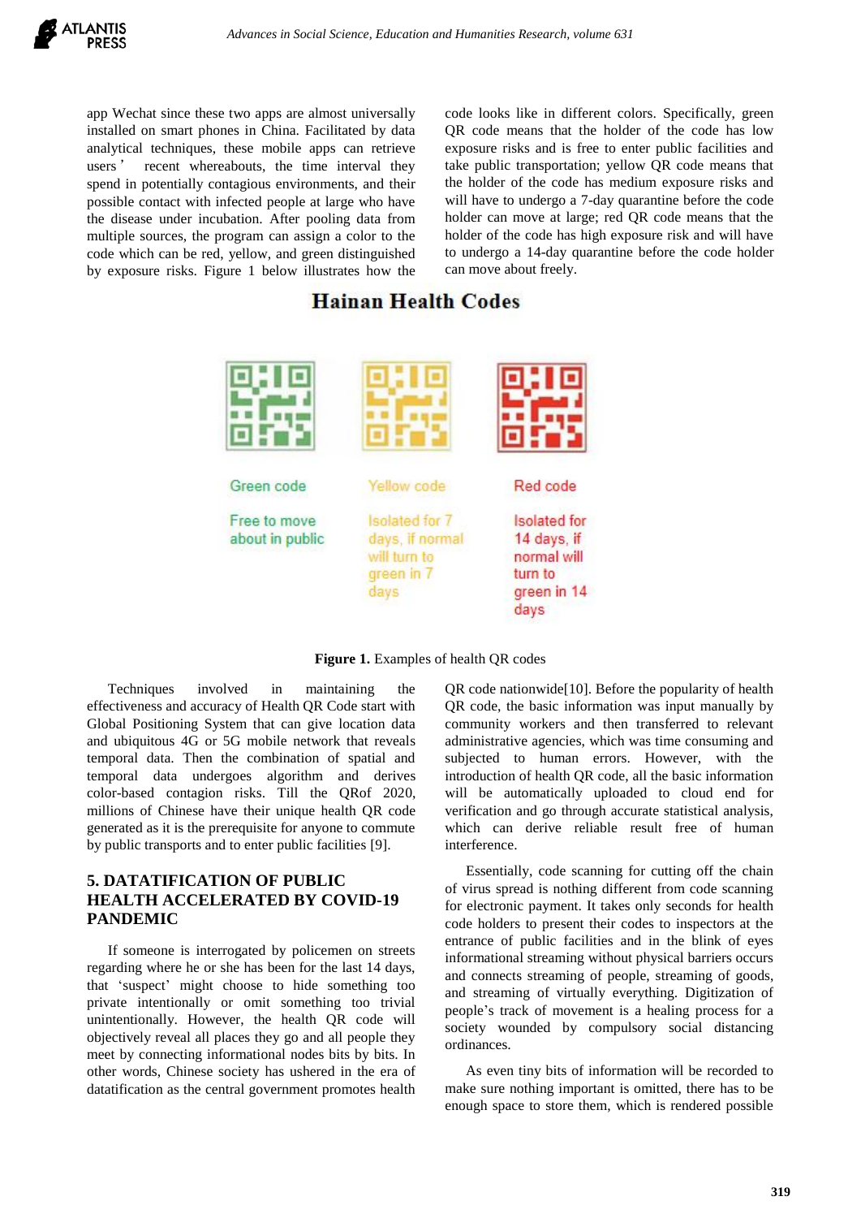app Wechat since these two apps are almost universally installed on smart phones in China. Facilitated by data analytical techniques, these mobile apps can retrieve users' recent whereabouts, the time interval they spend in potentially contagious environments, and their possible contact with infected people at large who have the disease under incubation. After pooling data from multiple sources, the program can assign a color to the code which can be red, yellow, and green distinguished by exposure risks. Figure 1 below illustrates how the code looks like in different colors. Specifically, green QR code means that the holder of the code has low exposure risks and is free to enter public facilities and take public transportation; yellow QR code means that the holder of the code has medium exposure risks and will have to undergo a 7-day quarantine before the code holder can move at large; red QR code means that the holder of the code has high exposure risk and will have to undergo a 14-day quarantine before the code holder can move about freely.

**Hainan Health Codes**

Green code

Free to move about in public

Yellow code

Isolated for 7 days, if normal will turn to green in 7 days

Red code

Isolated for 14 days, if normal will turn to green in 14 days

**Figure 1.** Examples of health QR codes

Techniques involved in maintaining the effectiveness and accuracy of Health QR Code start with Global Positioning System that can give location data and ubiquitous 4G or 5G mobile network that reveals temporal data. Then the combination of spatial and temporal data undergoes algorithm and derives color-based contagion risks. Till the QRof 2020, millions of Chinese have their unique health QR code generated as it is the prerequisite for anyone to commute by public transports and to enter public facilities [9].

## 5. DATATIFICATION OF PUBLIC HEALTH ACCELERATED BY COVID-19 PANDEMIC

If someone is interrogated by policemen on streets regarding where he or she has been for the last 14 days, that 'suspect' might choose to hide something too private intentionally or omit something too trivial unintentionally. However, the health QR code will objectively reveal all places they go and all people they meet by connecting informational nodes bits by bits. In other words, Chinese society has ushered in the era of datatification as the central government promotes health QR code nationwide[10]. Before the popularity of health QR code, the basic information was input manually by community workers and then transferred to relevant administrative agencies, which was time consuming and subjected to human errors. However, with the introduction of health QR code, all the basic information will be automatically uploaded to cloud end for verification and go through accurate statistical analysis, which can derive reliable result free of human interference.

Essentially, code scanning for cutting off the chain of virus spread is nothing different from code scanning for electronic payment. It takes only seconds for health code holders to present their codes to inspectors at the entrance of public facilities and in the blink of eyes informational streaming without physical barriers occurs and connects streaming of people, streaming of goods, and streaming of virtually everything. Digitization of people's track of movement is a healing process for a society wounded by compulsory social distancing ordinances.

As even tiny bits of information will be recorded to make sure nothing important is omitted, there has to be enough space to store them, which is rendered possible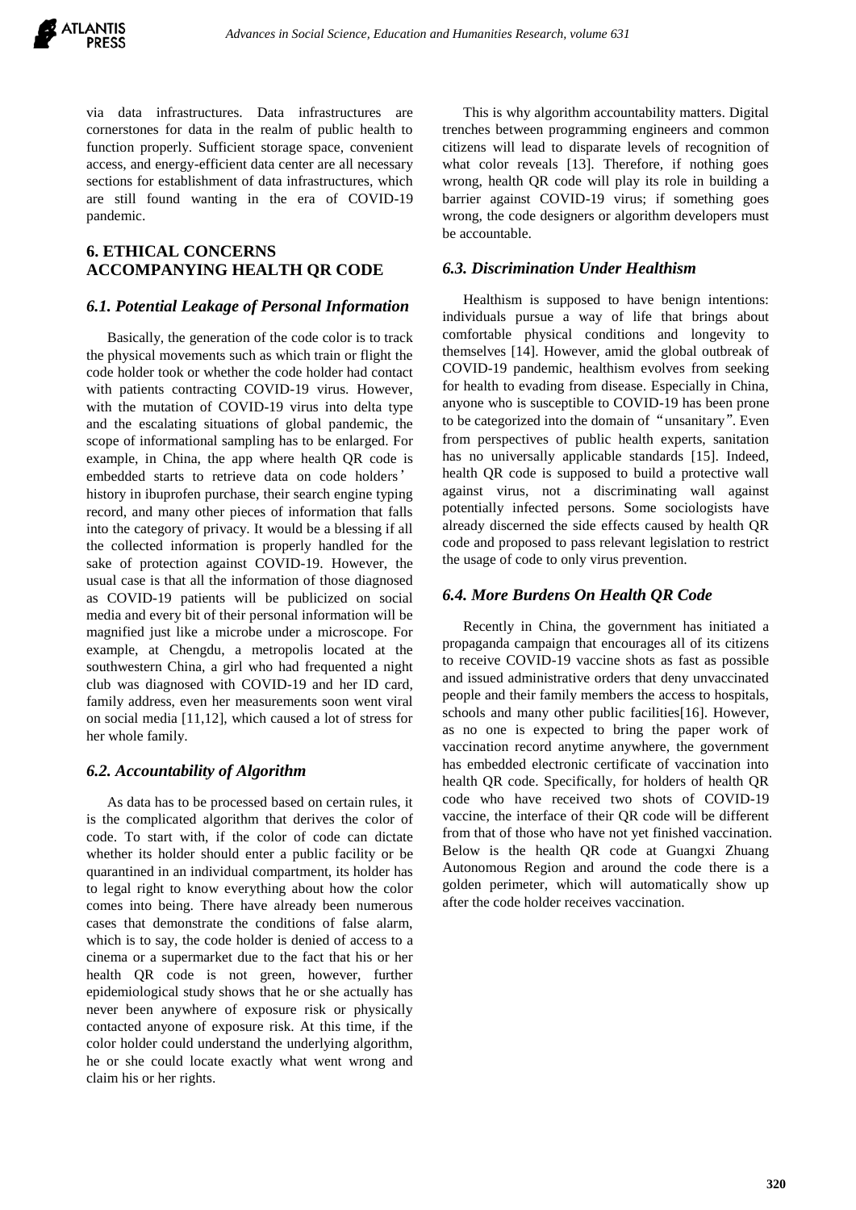via data infrastructures. Data infrastructures are cornerstones for data in the realm of public health to function properly. Sufficient storage space, convenient access, and energy-efficient data center are all necessary sections for establishment of data infrastructures, which are still found wanting in the era of COVID-19 pandemic.

## 6. ETHICAL CONCERNS ACCOMPANYING HEALTH QR CODE

### 6.1. Potential Leakage of Personal Information

Basically, the generation of the code color is to track the physical movements such as which train or flight the code holder took or whether the code holder had contact with patients contracting COVID-19 virus. However, with the mutation of COVID-19 virus into delta type and the escalating situations of global pandemic, the scope of informational sampling has to be enlarged. For example, in China, the app where health QR code is embedded starts to retrieve data on code holders' history in ibuprofen purchase, their search engine typing record, and many other pieces of information that falls into the category of privacy. It would be a blessing if all the collected information is properly handled for the sake of protection against COVID-19. However, the usual case is that all the information of those diagnosed as COVID-19 patients will be publicized on social media and every bit of their personal information will be magnified just like a microbe under a microscope. For example, at Chengdu, a metropolis located at the southwestern China, a girl who had frequented a night club was diagnosed with COVID-19 and her ID card, family address, even her measurements soon went viral on social media [11,12], which caused a lot of stress for her whole family.

### 6.2. Accountability of Algorithm

As data has to be processed based on certain rules, it is the complicated algorithm that derives the color of code. To start with, if the color of code can dictate whether its holder should enter a public facility or be quarantined in an individual compartment, its holder has to legal right to know everything about how the color comes into being. There have already been numerous cases that demonstrate the conditions of false alarm, which is to say, the code holder is denied of access to a cinema or a supermarket due to the fact that his or her health QR code is not green, however, further epidemiological study shows that he or she actually has never been anywhere of exposure risk or physically contacted anyone of exposure risk. At this time, if the color holder could understand the underlying algorithm, he or she could locate exactly what went wrong and claim his or her rights.

This is why algorithm accountability matters. Digital trenches between programming engineers and common citizens will lead to disparate levels of recognition of what color reveals [13]. Therefore, if nothing goes wrong, health QR code will play its role in building a barrier against COVID-19 virus; if something goes wrong, the code designers or algorithm developers must be accountable.

### 6.3. Discrimination Under Healthism

Healthism is supposed to have benign intentions: individuals pursue a way of life that brings about comfortable physical conditions and longevity to themselves [14]. However, amid the global outbreak of COVID-19 pandemic, healthism evolves from seeking for health to evading from disease. Especially in China, anyone who is susceptible to COVID-19 has been prone to be categorized into the domain of "unsanitary". Even from perspectives of public health experts, sanitation has no universally applicable standards [15]. Indeed, health QR code is supposed to build a protective wall against virus, not a discriminating wall against potentially infected persons. Some sociologists have already discerned the side effects caused by health QR code and proposed to pass relevant legislation to restrict the usage of code to only virus prevention.

### 6.4. More Burdens On Health QR Code

Recently in China, the government has initiated a propaganda campaign that encourages all of its citizens to receive COVID-19 vaccine shots as fast as possible and issued administrative orders that deny unvaccinated people and their family members the access to hospitals, schools and many other public facilities[16]. However, as no one is expected to bring the paper work of vaccination record anytime anywhere, the government has embedded electronic certificate of vaccination into health QR code. Specifically, for holders of health QR code who have received two shots of COVID-19 vaccine, the interface of their QR code will be different from that of those who have not yet finished vaccination. Below is the health QR code at Guangxi Zhuang Autonomous Region and around the code there is a golden perimeter, which will automatically show up after the code holder receives vaccination.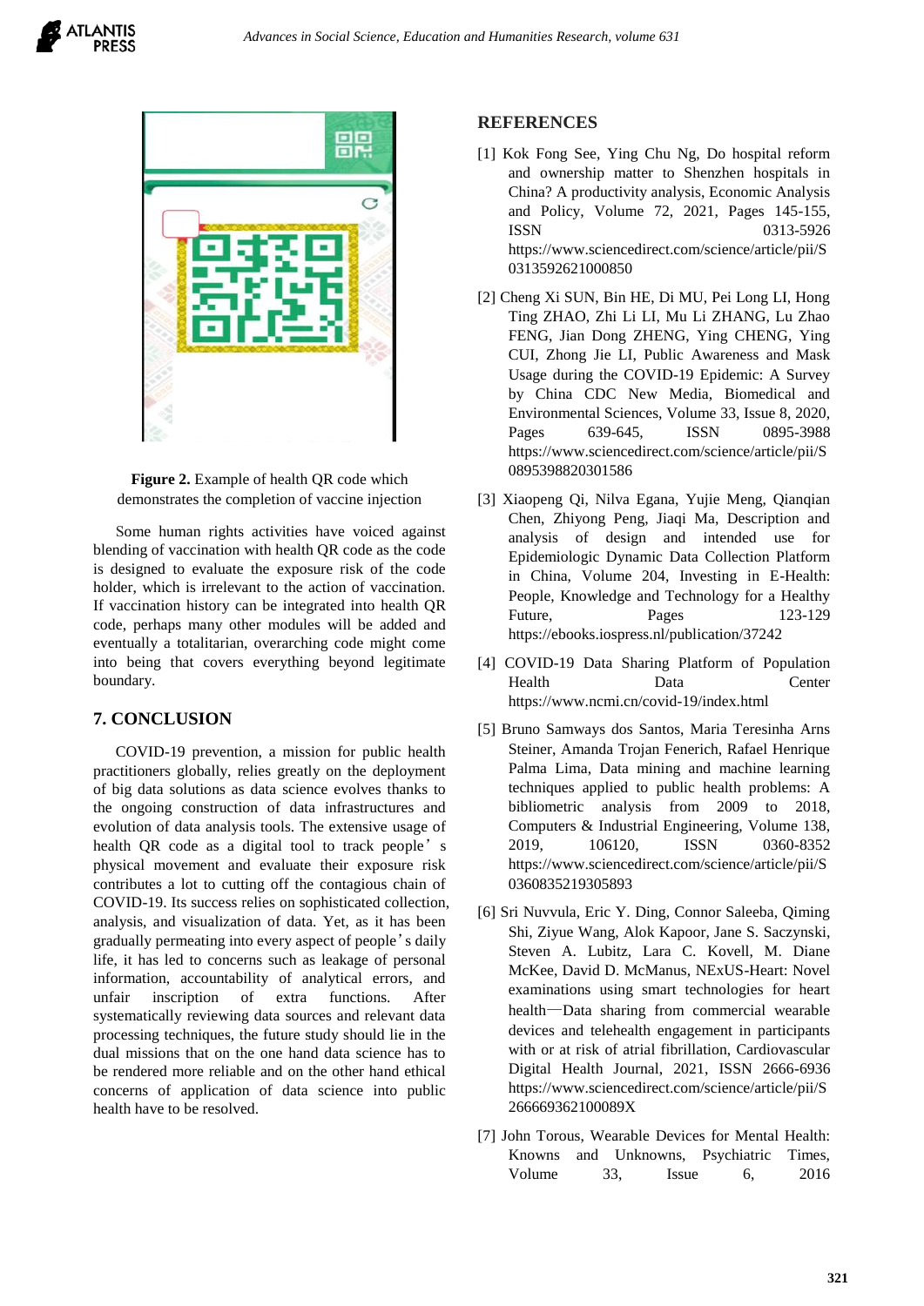**Figure 2.** Example of health QR code which demonstrates the completion of vaccine injection

Some human rights activities have voiced against blending of vaccination with health QR code as the code is designed to evaluate the exposure risk of the code holder, which is irrelevant to the action of vaccination. If vaccination history can be integrated into health QR code, perhaps many other modules will be added and eventually a totalitarian, overarching code might come into being that covers everything beyond legitimate boundary.

## 7. CONCLUSION

COVID-19 prevention, a mission for public health practitioners globally, relies greatly on the deployment of big data solutions as data science evolves thanks to the ongoing construction of data infrastructures and evolution of data analysis tools. The extensive usage of health QR code as a digital tool to track people's physical movement and evaluate their exposure risk contributes a lot to cutting off the contagious chain of COVID-19. Its success relies on sophisticated collection, analysis, and visualization of data. Yet, as it has been gradually permeating into every aspect of people's daily life, it has led to concerns such as leakage of personal information, accountability of analytical errors, and unfair inscription of extra functions. After systematically reviewing data sources and relevant data processing techniques, the future study should lie in the dual missions that on the one hand data science has to be rendered more reliable and on the other hand ethical concerns of application of data science into public health have to be resolved.

## REFERENCES

[1] Kok Fong See, Ying Chu Ng, Do hospital reform and ownership matter to Shenzhen hospitals in China? A productivity analysis, Economic Analysis and Policy, Volume 72, 2021, Pages 145-155, ISSN 0313-5926 https://www.sciencedirect.com/science/article/pii/S0313592621000850

[2] Cheng Xi SUN, Bin HE, Di MU, Pei Long LI, Hong Ting ZHAO, Zhi Li LI, Mu Li ZHANG, Lu Zhao FENG, Jian Dong ZHENG, Ying CHENG, Ying CUI, Zhong Jie LI, Public Awareness and Mask Usage during the COVID-19 Epidemic: A Survey by China CDC New Media, Biomedical and Environmental Sciences, Volume 33, Issue 8, 2020, Pages 639-645, ISSN 0895-3988 https://www.sciencedirect.com/science/article/pii/S0895398820301586

[3] Xiaopeng Qi, Nilva Egana, Yujie Meng, Qianqian Chen, Zhiyong Peng, Jiaqi Ma, Description and analysis of design and intended use for Epidemiologic Dynamic Data Collection Platform in China, Volume 204, Investing in E-Health: People, Knowledge and Technology for a Healthy Future, Pages 123-129 https://ebooks.iospress.nl/publication/37242

[4] COVID-19 Data Sharing Platform of Population Health Data Center https://www.ncmi.cn/covid-19/index.html

[5] Bruno Samways dos Santos, Maria Teresinha Arns Steiner, Amanda Trojan Fenerich, Rafael Henrique Palma Lima, Data mining and machine learning techniques applied to public health problems: A bibliometric analysis from 2009 to 2018, Computers & Industrial Engineering, Volume 138, 2019, 106120, ISSN 0360-8352 https://www.sciencedirect.com/science/article/pii/S0360835219305893

[6] Sri Nuvvula, Eric Y. Ding, Connor Saleeba, Qiming Shi, Ziyue Wang, Alok Kapoor, Jane S. Saczynski, Steven A. Lubitz, Lara C. Kovell, M. Diane McKee, David D. McManus, NExUS-Heart: Novel examinations using smart technologies for heart health—Data sharing from commercial wearable devices and telehealth engagement in participants with or at risk of atrial fibrillation, Cardiovascular Digital Health Journal, 2021, ISSN 2666-6936 https://www.sciencedirect.com/science/article/pii/S266669362100089X

[7] John Torous, Wearable Devices for Mental Health: Knowns and Unknowns, Psychiatric Times, Volume 33, Issue 6, 2016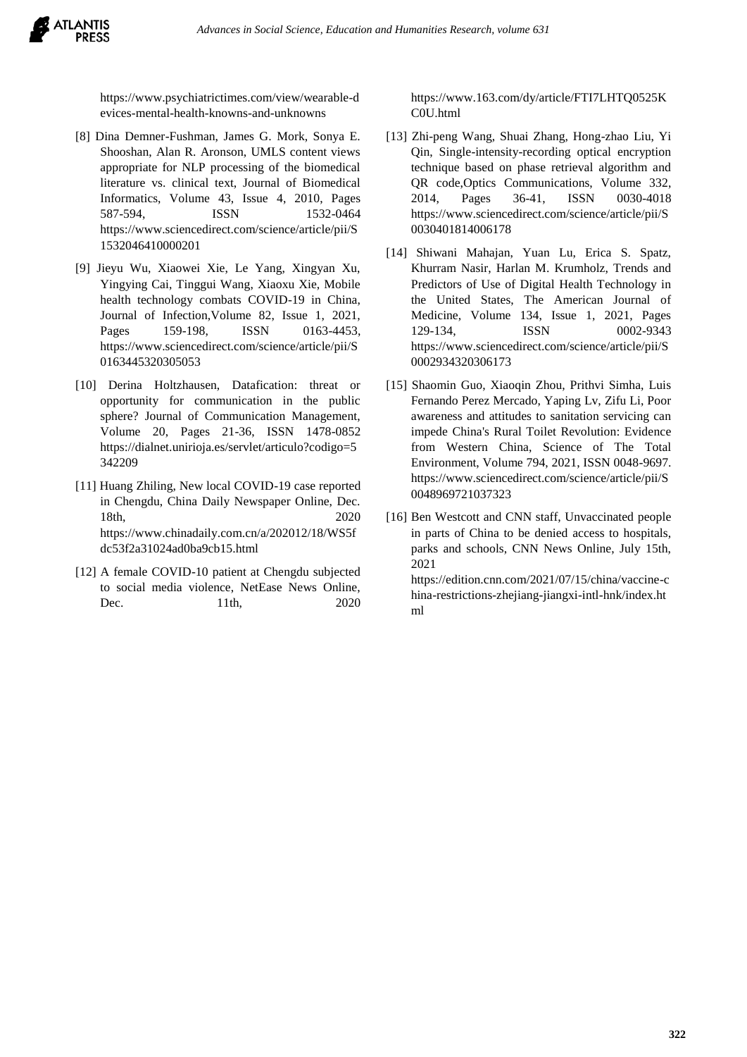https://www.psychiatrictimes.com/view/wearable-devices-mental-health-knowns-and-unknowns

[8] Dina Demner-Fushman, James G. Mork, Sonya E. Shooshan, Alan R. Aronson, UMLS content views appropriate for NLP processing of the biomedical literature vs. clinical text, Journal of Biomedical Informatics, Volume 43, Issue 4, 2010, Pages 587-594, ISSN 1532-0464 https://www.sciencedirect.com/science/article/pii/S1532046410000201

[9] Jieyu Wu, Xiaowei Xie, Le Yang, Xingyan Xu, Yingying Cai, Tinggui Wang, Xiaoxu Xie, Mobile health technology combats COVID-19 in China, Journal of Infection,Volume 82, Issue 1, 2021, Pages 159-198, ISSN 0163-4453, https://www.sciencedirect.com/science/article/pii/S0163445320305053

[10] Derina Holtzhausen, Datafication: threat or opportunity for communication in the public sphere? Journal of Communication Management, Volume 20, Pages 21-36, ISSN 1478-0852 https://dialnet.unirioja.es/servlet/articulo?codigo=5342209

[11] Huang Zhiling, New local COVID-19 case reported in Chengdu, China Daily Newspaper Online, Dec. 18th, 2020 https://www.chinadaily.com.cn/a/202012/18/WS5fdc53f2a31024ad0ba9cb15.html

[12] A female COVID-10 patient at Chengdu subjected to social media violence, NetEase News Online, Dec. 11th, 2020 https://www.163.com/dy/article/FTI7LHTQ0525KC0U.html

[13] Zhi-peng Wang, Shuai Zhang, Hong-zhao Liu, Yi Qin, Single-intensity-recording optical encryption technique based on phase retrieval algorithm and QR code,Optics Communications, Volume 332, 2014, Pages 36-41, ISSN 0030-4018 https://www.sciencedirect.com/science/article/pii/S0030401814006178

[14] Shiwani Mahajan, Yuan Lu, Erica S. Spatz, Khurram Nasir, Harlan M. Krumholz, Trends and Predictors of Use of Digital Health Technology in the United States, The American Journal of Medicine, Volume 134, Issue 1, 2021, Pages 129-134, ISSN 0002-9343 https://www.sciencedirect.com/science/article/pii/S0002934320306173

[15] Shaomin Guo, Xiaoqin Zhou, Prithvi Simha, Luis Fernando Perez Mercado, Yaping Lv, Zifu Li, Poor awareness and attitudes to sanitation servicing can impede China's Rural Toilet Revolution: Evidence from Western China, Science of The Total Environment, Volume 794, 2021, ISSN 0048-9697. https://www.sciencedirect.com/science/article/pii/S0048969721037323

[16] Ben Westcott and CNN staff, Unvaccinated people in parts of China to be denied access to hospitals, parks and schools, CNN News Online, July 15th, 2021 https://edition.cnn.com/2021/07/15/china/vaccine-china-restrictions-zhejiang-jiangxi-intl-hnk/index.html